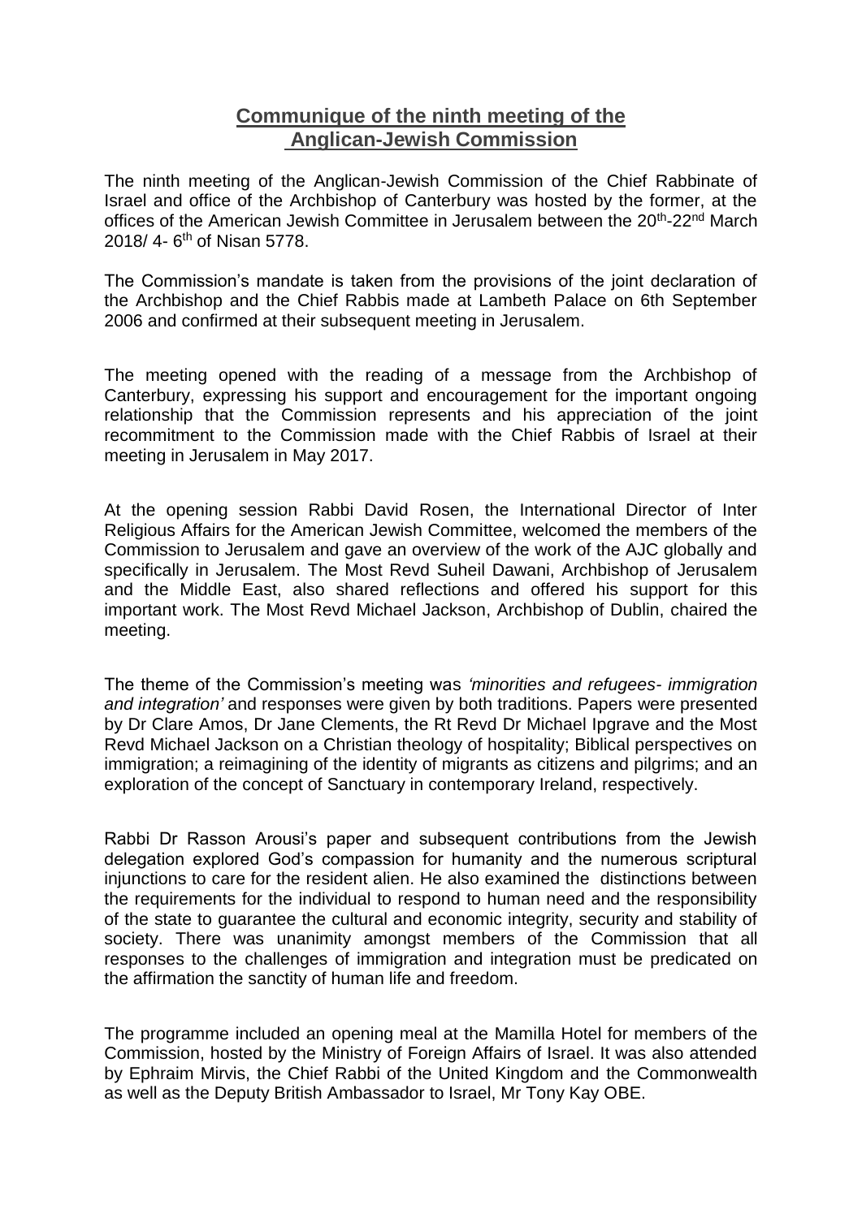# Communique of the ninth meeting of the Anglican-Jewish Commission

The ninth meeting of the Anglican-Jewish Commission of the Chief Rabbinate of Israel and office of the Archbishop of Canterbury was hosted by the former, at the offices of the American Jewish Committee in Jerusalem between the 20th-22nd March 2018/ 4- 6th of Nisan 5778.

The Commission's mandate is taken from the provisions of the joint declaration of the Archbishop and the Chief Rabbis made at Lambeth Palace on 6th September 2006 and confirmed at their subsequent meeting in Jerusalem.

The meeting opened with the reading of a message from the Archbishop of Canterbury, expressing his support and encouragement for the important ongoing relationship that the Commission represents and his appreciation of the joint recommitment to the Commission made with the Chief Rabbis of Israel at their meeting in Jerusalem in May 2017.

At the opening session Rabbi David Rosen, the International Director of Inter Religious Affairs for the American Jewish Committee, welcomed the members of the Commission to Jerusalem and gave an overview of the work of the AJC globally and specifically in Jerusalem. The Most Revd Suheil Dawani, Archbishop of Jerusalem and the Middle East, also shared reflections and offered his support for this important work. The Most Revd Michael Jackson, Archbishop of Dublin, chaired the meeting.

The theme of the Commission's meeting was *'minorities and refugees- immigration and integration'* and responses were given by both traditions. Papers were presented by Dr Clare Amos, Dr Jane Clements, the Rt Revd Dr Michael Ipgrave and the Most Revd Michael Jackson on a Christian theology of hospitality; Biblical perspectives on immigration; a reimagining of the identity of migrants as citizens and pilgrims; and an exploration of the concept of Sanctuary in contemporary Ireland, respectively.

Rabbi Dr Rasson Arousi's paper and subsequent contributions from the Jewish delegation explored God's compassion for humanity and the numerous scriptural injunctions to care for the resident alien. He also examined the distinctions between the requirements for the individual to respond to human need and the responsibility of the state to guarantee the cultural and economic integrity, security and stability of society. There was unanimity amongst members of the Commission that all responses to the challenges of immigration and integration must be predicated on the affirmation the sanctity of human life and freedom.

The programme included an opening meal at the Mamilla Hotel for members of the Commission, hosted by the Ministry of Foreign Affairs of Israel. It was also attended by Ephraim Mirvis, the Chief Rabbi of the United Kingdom and the Commonwealth as well as the Deputy British Ambassador to Israel, Mr Tony Kay OBE.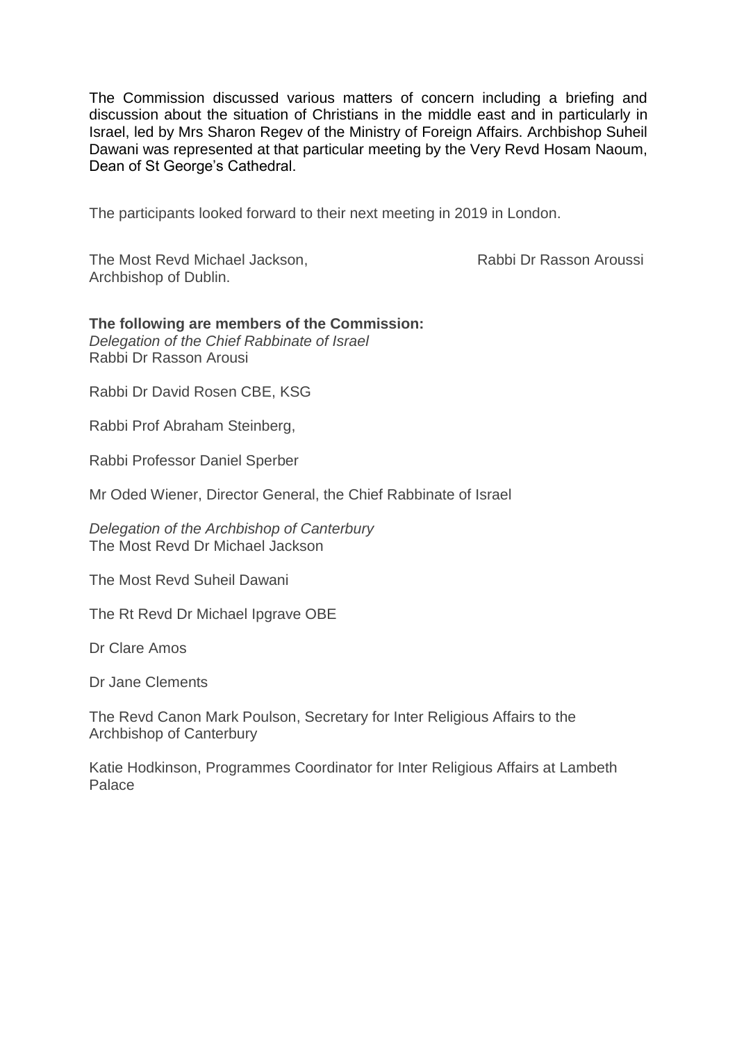The Commission discussed various matters of concern including a briefing and discussion about the situation of Christians in the middle east and in particularly in Israel, led by Mrs Sharon Regev of the Ministry of Foreign Affairs. Archbishop Suheil Dawani was represented at that particular meeting by the Very Revd Hosam Naoum, Dean of St George's Cathedral.

The participants looked forward to their next meeting in 2019 in London.

The Most Revd Michael Jackson,
Archbishop of Dublin.

Rabbi Dr Rasson Aroussi

**The following are members of the Commission:**

*Delegation of the Chief Rabbinate of Israel*
Rabbi Dr Rasson Arousi

Rabbi Dr David Rosen CBE, KSG

Rabbi Prof Abraham Steinberg,

Rabbi Professor Daniel Sperber

Mr Oded Wiener, Director General, the Chief Rabbinate of Israel

*Delegation of the Archbishop of Canterbury*
The Most Revd Dr Michael Jackson

The Most Revd Suheil Dawani

The Rt Revd Dr Michael Ipgrave OBE

Dr Clare Amos

Dr Jane Clements

The Revd Canon Mark Poulson, Secretary for Inter Religious Affairs to the Archbishop of Canterbury

Katie Hodkinson, Programmes Coordinator for Inter Religious Affairs at Lambeth Palace